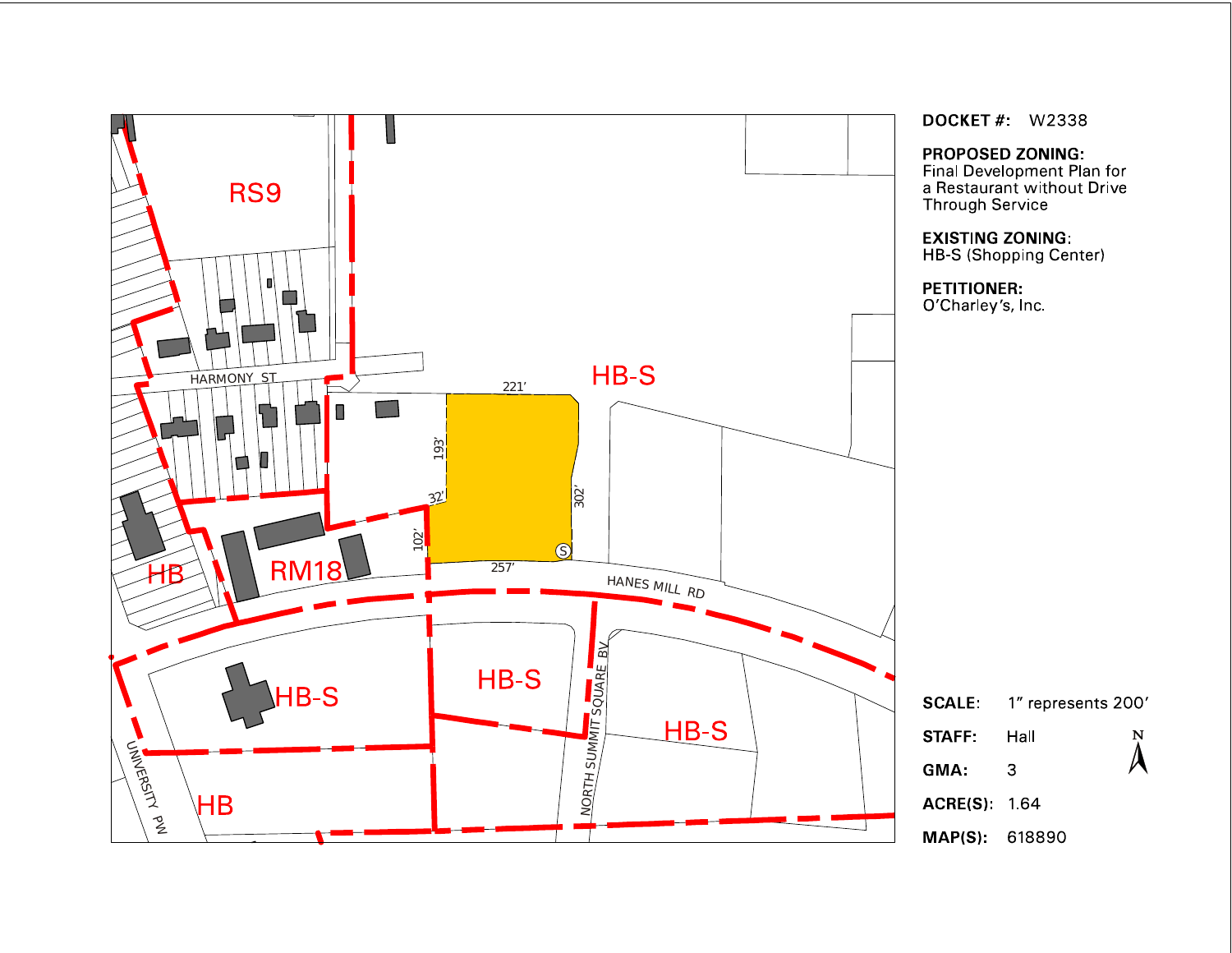**DOCKET #:** W2338

**PROPOSED ZONING:**
Final Development Plan for a Restaurant without Drive Through Service

**EXISTING ZONING:**
HB-S (Shopping Center)

**PETITIONER:**
O'Charley's, Inc.

RS9

HARMONY ST

HB-S

221'

193'

32'

302'

102'

257'

RM18

HB

HANES MILL RD

HB-S

HB-S

NORTH SUMMIT SQUARE BV

HB-S

UNIVERSITY PW

HB

**SCALE:** 1" represents 200'

**STAFF:** Hall

**GMA:** 3

**ACRE(S):** 1.64

**MAP(S):** 618890

N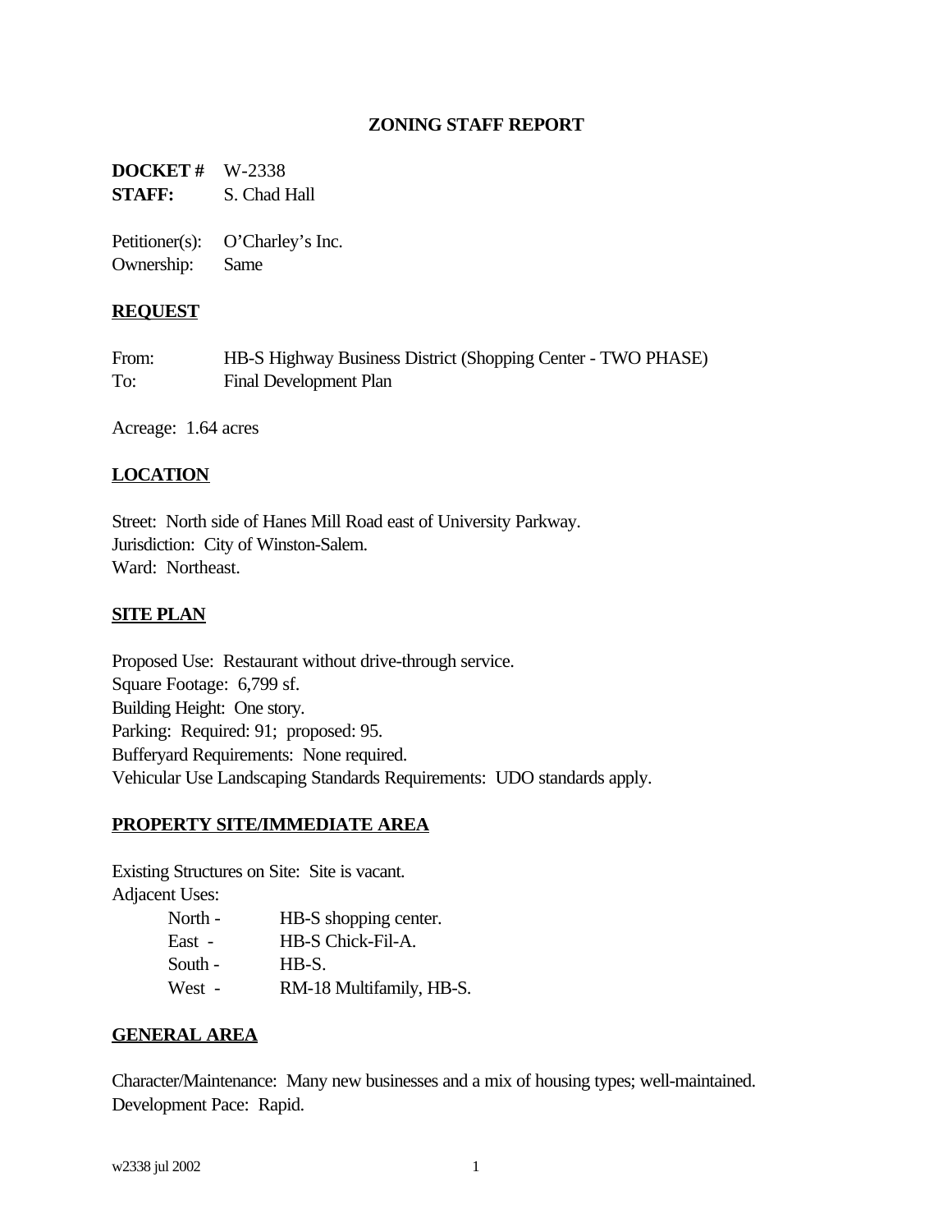## ZONING STAFF REPORT

**DOCKET #** W-2338
**STAFF:** S. Chad Hall

Petitioner(s): O'Charley's Inc.
Ownership: Same

### REQUEST

From: HB-S Highway Business District (Shopping Center - TWO PHASE)
To: Final Development Plan

Acreage: 1.64 acres

### LOCATION

Street: North side of Hanes Mill Road east of University Parkway.
Jurisdiction: City of Winston-Salem.
Ward: Northeast.

### SITE PLAN

Proposed Use: Restaurant without drive-through service.
Square Footage: 6,799 sf.
Building Height: One story.
Parking: Required: 91; proposed: 95.
Bufferyard Requirements: None required.
Vehicular Use Landscaping Standards Requirements: UDO standards apply.

### PROPERTY SITE/IMMEDIATE AREA

Existing Structures on Site: Site is vacant.
Adjacent Uses:

- North - HB-S shopping center.
- East - HB-S Chick-Fil-A.
- South - HB-S.
- West - RM-18 Multifamily, HB-S.

### GENERAL AREA

Character/Maintenance: Many new businesses and a mix of housing types; well-maintained.
Development Pace: Rapid.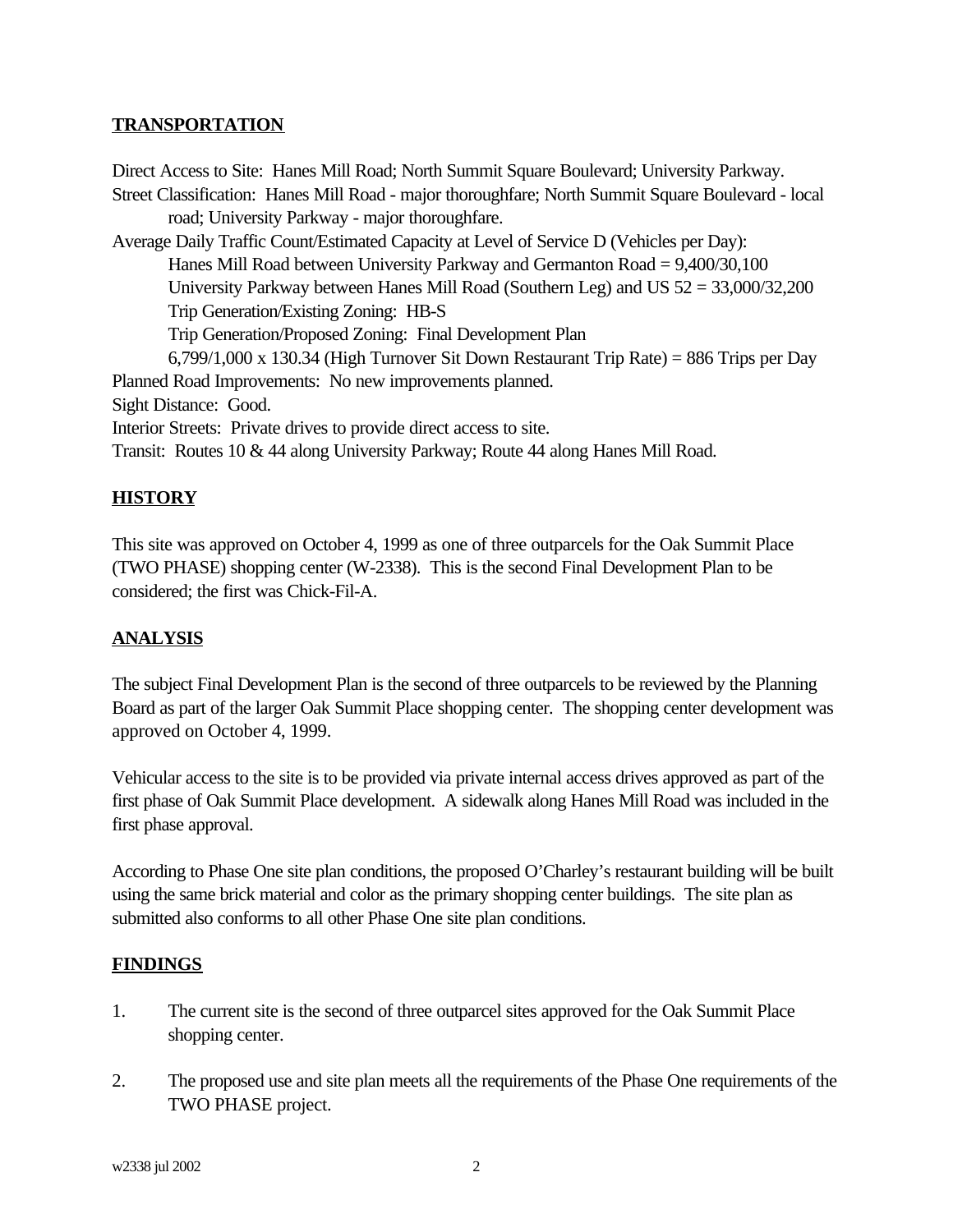## TRANSPORTATION

Direct Access to Site: Hanes Mill Road; North Summit Square Boulevard; University Parkway.

Street Classification: Hanes Mill Road - major thoroughfare; North Summit Square Boulevard - local road; University Parkway - major thoroughfare.

Average Daily Traffic Count/Estimated Capacity at Level of Service D (Vehicles per Day):

Hanes Mill Road between University Parkway and Germanton Road = 9,400/30,100

University Parkway between Hanes Mill Road (Southern Leg) and US 52 = 33,000/32,200

Trip Generation/Existing Zoning: HB-S

Trip Generation/Proposed Zoning: Final Development Plan

6,799/1,000 x 130.34 (High Turnover Sit Down Restaurant Trip Rate) = 886 Trips per Day

Planned Road Improvements: No new improvements planned.

Sight Distance: Good.

Interior Streets: Private drives to provide direct access to site.

Transit: Routes 10 & 44 along University Parkway; Route 44 along Hanes Mill Road.

## HISTORY

This site was approved on October 4, 1999 as one of three outparcels for the Oak Summit Place (TWO PHASE) shopping center (W-2338). This is the second Final Development Plan to be considered; the first was Chick-Fil-A.

## ANALYSIS

The subject Final Development Plan is the second of three outparcels to be reviewed by the Planning Board as part of the larger Oak Summit Place shopping center. The shopping center development was approved on October 4, 1999.

Vehicular access to the site is to be provided via private internal access drives approved as part of the first phase of Oak Summit Place development. A sidewalk along Hanes Mill Road was included in the first phase approval.

According to Phase One site plan conditions, the proposed O'Charley's restaurant building will be built using the same brick material and color as the primary shopping center buildings. The site plan as submitted also conforms to all other Phase One site plan conditions.

## FINDINGS

1. The current site is the second of three outparcel sites approved for the Oak Summit Place shopping center.

2. The proposed use and site plan meets all the requirements of the Phase One requirements of the TWO PHASE project.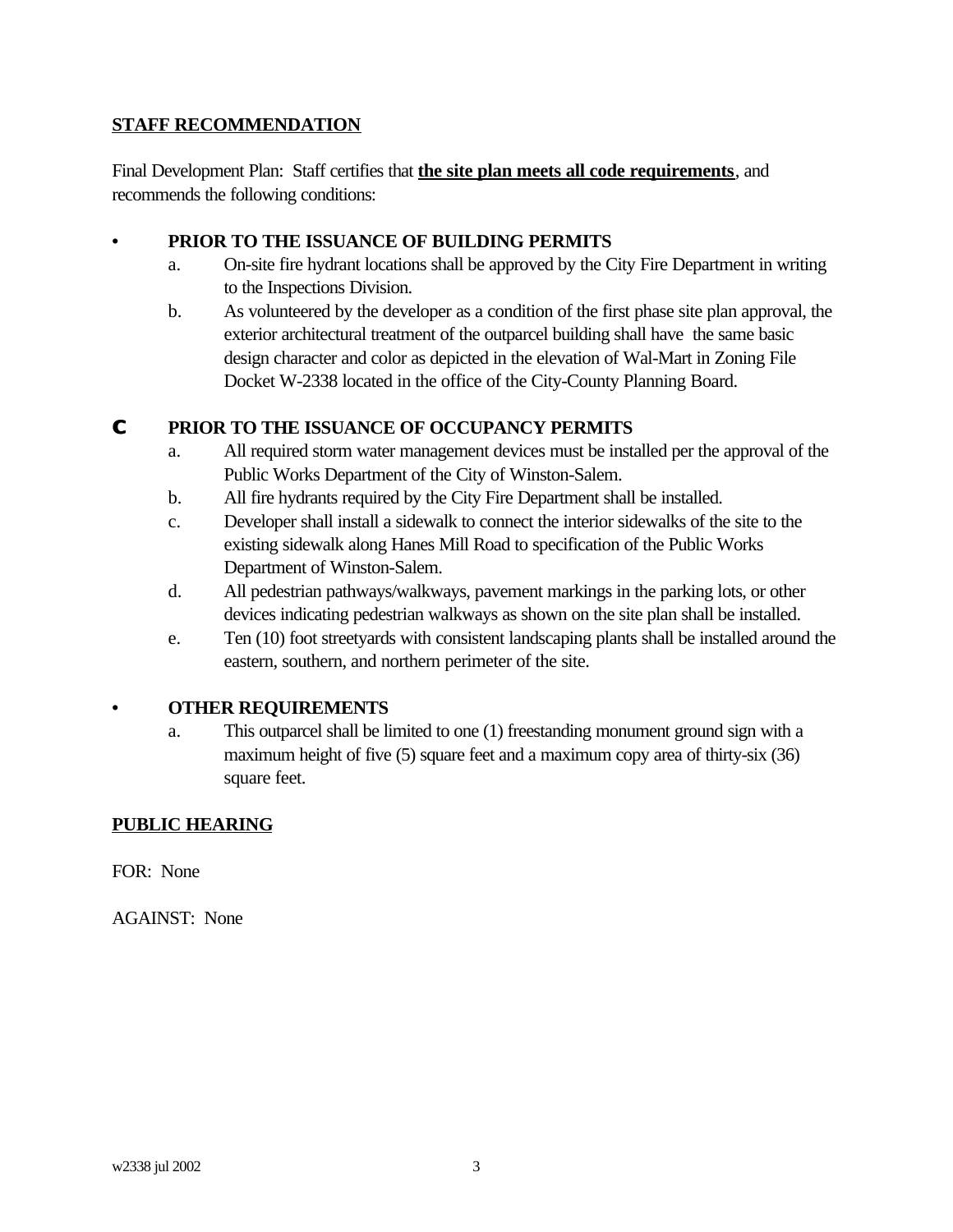## STAFF RECOMMENDATION

Final Development Plan: Staff certifies that **the site plan meets all code requirements**, and recommends the following conditions:

- **PRIOR TO THE ISSUANCE OF BUILDING PERMITS**
  a. On-site fire hydrant locations shall be approved by the City Fire Department in writing to the Inspections Division.
  b. As volunteered by the developer as a condition of the first phase site plan approval, the exterior architectural treatment of the outparcel building shall have the same basic design character and color as depicted in the elevation of Wal-Mart in Zoning File Docket W-2338 located in the office of the City-County Planning Board.

- **PRIOR TO THE ISSUANCE OF OCCUPANCY PERMITS**
  a. All required storm water management devices must be installed per the approval of the Public Works Department of the City of Winston-Salem.
  b. All fire hydrants required by the City Fire Department shall be installed.
  c. Developer shall install a sidewalk to connect the interior sidewalks of the site to the existing sidewalk along Hanes Mill Road to specification of the Public Works Department of Winston-Salem.
  d. All pedestrian pathways/walkways, pavement markings in the parking lots, or other devices indicating pedestrian walkways as shown on the site plan shall be installed.
  e. Ten (10) foot streetyards with consistent landscaping plants shall be installed around the eastern, southern, and northern perimeter of the site.

- **OTHER REQUIREMENTS**
  a. This outparcel shall be limited to one (1) freestanding monument ground sign with a maximum height of five (5) square feet and a maximum copy area of thirty-six (36) square feet.

## PUBLIC HEARING

FOR: None

AGAINST: None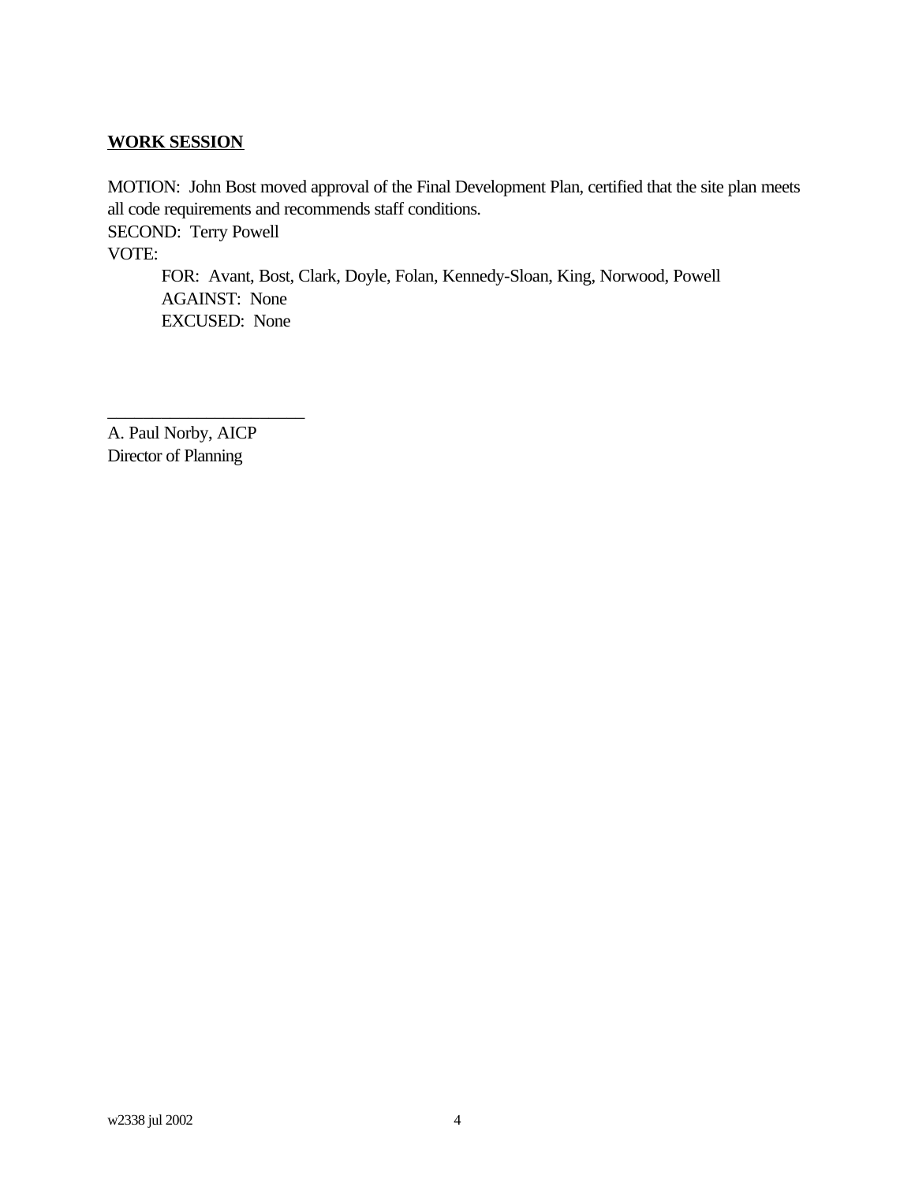**WORK SESSION**

MOTION: John Bost moved approval of the Final Development Plan, certified that the site plan meets all code requirements and recommends staff conditions.
SECOND: Terry Powell
VOTE:

FOR: Avant, Bost, Clark, Doyle, Folan, Kennedy-Sloan, King, Norwood, Powell
AGAINST: None
EXCUSED: None

______________________
A. Paul Norby, AICP
Director of Planning